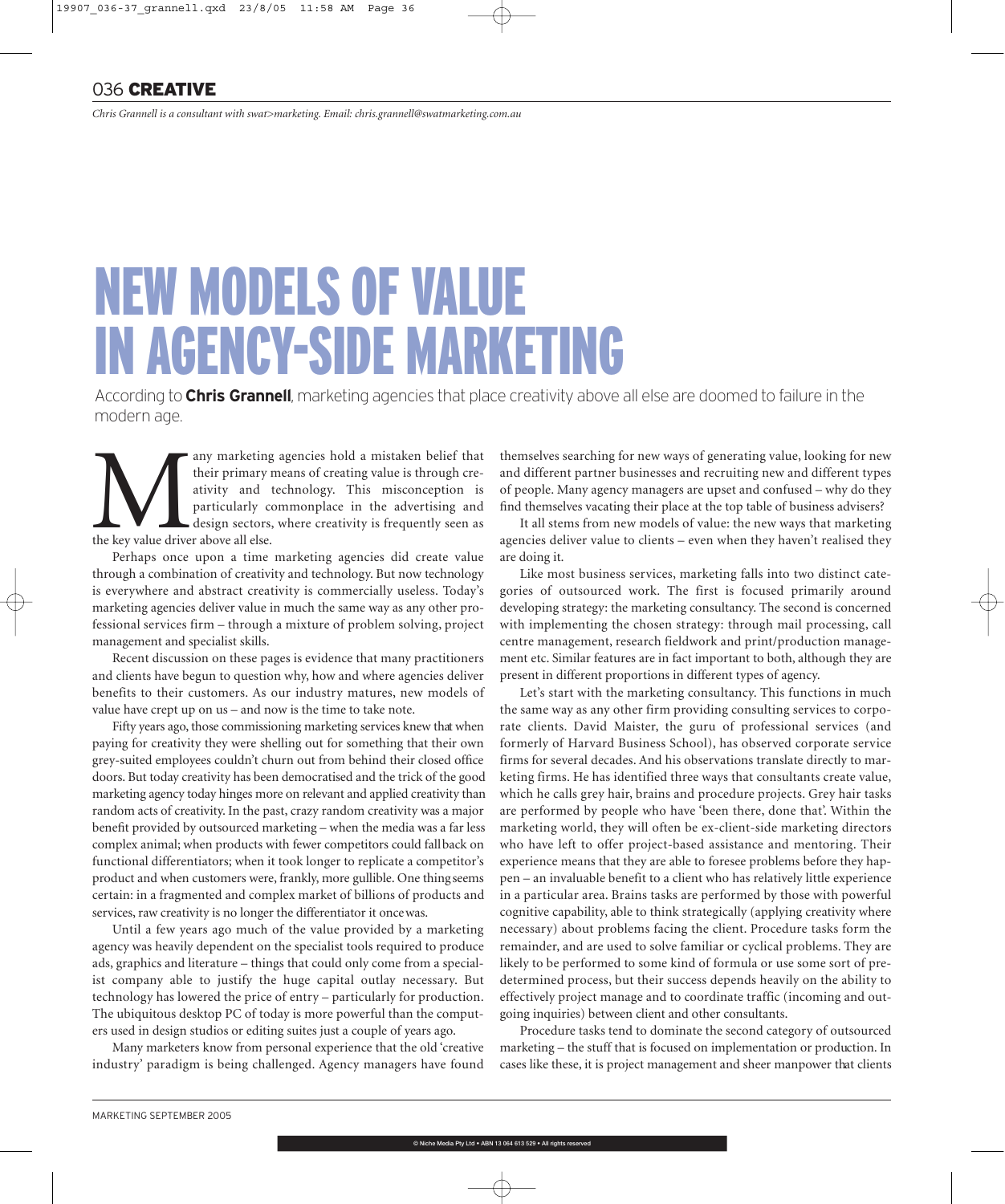Chris Grannell is a consultant with swat>marketing. Email: chris.grannell@swatmarketing.com.au

# NEW MODELS OF VALUE IN AGENCY-SIDE MARKETING

According to **Chris Grannell**, marketing agencies that place creativity above all else are doomed to failure in the modern age.

Many marketing agencies hold a mistaken belief that their primary means of creating value is through creativity and technology. This misconception is particularly commonplace in the advertising and design sectors, where creativity is frequently seen as the key value driver above all else.

Perhaps once upon a time marketing agencies did create value through a combination of creativity and technology. But now technology is everywhere and abstract creativity is commercially useless. Today's marketing agencies deliver value in much the same way as any other professional services firm – through a mixture of problem solving, project management and specialist skills.

Recent discussion on these pages is evidence that many practitioners and clients have begun to question why, how and where agencies deliver benefits to their customers. As our industry matures, new models of value have crept up on us – and now is the time to take note.

Fifty years ago, those commissioning marketing services knew that when paying for creativity they were shelling out for something that their own grey-suited employees couldn't churn out from behind their closed office doors. But today creativity has been democratised and the trick of the good marketing agency today hinges more on relevant and applied creativity than random acts of creativity. In the past, crazy random creativity was a major benefit provided by outsourced marketing – when the media was a far less complex animal; when products with fewer competitors could fallback on functional differentiators; when it took longer to replicate a competitor's product and when customers were, frankly, more gullible. One thing seems certain: in a fragmented and complex market of billions of products and services, raw creativity is no longer the differentiator it once was.

Until a few years ago much of the value provided by a marketing agency was heavily dependent on the specialist tools required to produce ads, graphics and literature – things that could only come from a specialist company able to justify the huge capital outlay necessary. But technology has lowered the price of entry – particularly for production. The ubiquitous desktop PC of today is more powerful than the computers used in design studios or editing suites just a couple of years ago.

Many marketers know from personal experience that the old 'creative industry' paradigm is being challenged. Agency managers have found themselves searching for new ways of generating value, looking for new and different partner businesses and recruiting new and different types of people. Many agency managers are upset and confused – why do they find themselves vacating their place at the top table of business advisers?

It all stems from new models of value: the new ways that marketing agencies deliver value to clients – even when they haven't realised they are doing it.

Like most business services, marketing falls into two distinct categories of outsourced work. The first is focused primarily around developing strategy: the marketing consultancy. The second is concerned with implementing the chosen strategy: through mail processing, call centre management, research fieldwork and print/production management etc. Similar features are in fact important to both, although they are present in different proportions in different types of agency.

Let's start with the marketing consultancy. This functions in much the same way as any other firm providing consulting services to corporate clients. David Maister, the guru of professional services (and formerly of Harvard Business School), has observed corporate service firms for several decades. And his observations translate directly to marketing firms. He has identified three ways that consultants create value, which he calls grey hair, brains and procedure projects. Grey hair tasks are performed by people who have 'been there, done that'. Within the marketing world, they will often be ex-client-side marketing directors who have left to offer project-based assistance and mentoring. Their experience means that they are able to foresee problems before they happen – an invaluable benefit to a client who has relatively little experience in a particular area. Brains tasks are performed by those with powerful cognitive capability, able to think strategically (applying creativity where necessary) about problems facing the client. Procedure tasks form the remainder, and are used to solve familiar or cyclical problems. They are likely to be performed to some kind of formula or use some sort of predetermined process, but their success depends heavily on the ability to effectively project manage and to coordinate traffic (incoming and outgoing inquiries) between client and other consultants.

Procedure tasks tend to dominate the second category of outsourced marketing – the stuff that is focused on implementation or production. In cases like these, it is project management and sheer manpower that clients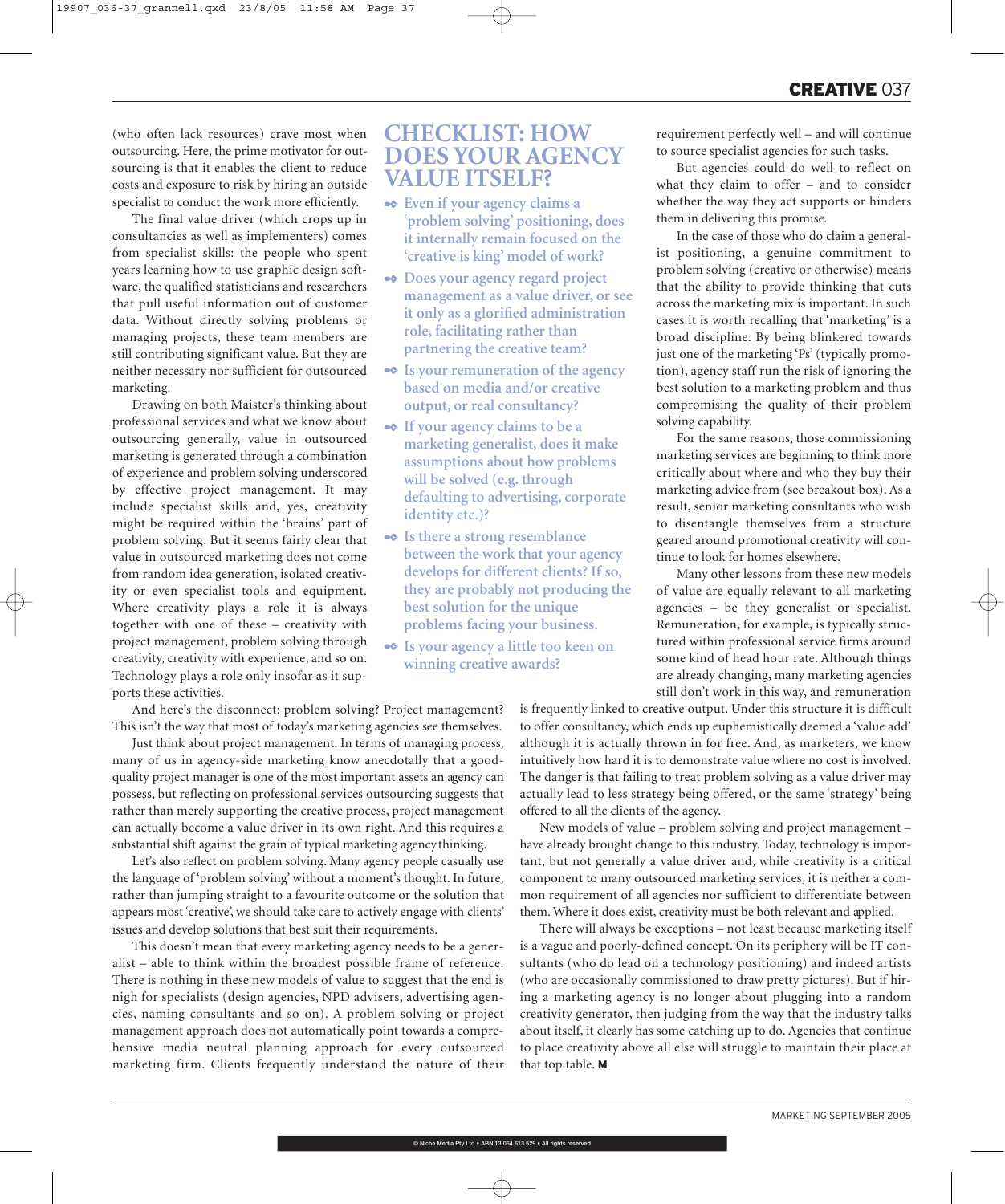(who often lack resources) crave most when outsourcing. Here, the prime motivator for outsourcing is that it enables the client to reduce costs and exposure to risk by hiring an outside specialist to conduct the work more efficiently.

The final value driver (which crops up in consultancies as well as implementers) comes from specialist skills: the people who spent years learning how to use graphic design software, the qualified statisticians and researchers that pull useful information out of customer data. Without directly solving problems or managing projects, these team members are still contributing significant value. But they are neither necessary nor sufficient for outsourced marketing.

Drawing on both Maister's thinking about professional services and what we know about outsourcing generally, value in outsourced marketing is generated through a combination of experience and problem solving underscored by effective project management. It may include specialist skills and, yes, creativity might be required within the 'brains' part of problem solving. But it seems fairly clear that value in outsourced marketing does not come from random idea generation, isolated creativity or even specialist tools and equipment. Where creativity plays a role it is always together with one of these – creativity with project management, problem solving through creativity, creativity with experience, and so on. Technology plays a role only insofar as it supports these activities.

And here's the disconnect: problem solving? Project management? This isn't the way that most of today's marketing agencies see themselves.

Just think about project management. In terms of managing process, many of us in agency-side marketing know anecdotally that a good-quality project manager is one of the most important assets an agency can possess, but reflecting on professional services outsourcing suggests that rather than merely supporting the creative process, project management can actually become a value driver in its own right. And this requires a substantial shift against the grain of typical marketing agency thinking.

Let's also reflect on problem solving. Many agency people casually use the language of 'problem solving' without a moment's thought. In future, rather than jumping straight to a favourite outcome or the solution that appears most 'creative', we should take care to actively engage with clients' issues and develop solutions that best suit their requirements.

This doesn't mean that every marketing agency needs to be a generalist – able to think within the broadest possible frame of reference. There is nothing in these new models of value to suggest that the end is nigh for specialists (design agencies, NPD advisers, advertising agencies, naming consultants and so on). A problem solving or project management approach does not automatically point towards a comprehensive media neutral planning approach for every outsourced marketing firm. Clients frequently understand the nature of their requirement perfectly well – and will continue to source specialist agencies for such tasks.

But agencies could do well to reflect on what they claim to offer – and to consider whether the way they act supports or hinders them in delivering this promise.

In the case of those who do claim a generalist positioning, a genuine commitment to problem solving (creative or otherwise) means that the ability to provide thinking that cuts across the marketing mix is important. In such cases it is worth recalling that 'marketing' is a broad discipline. By being blinkered towards just one of the marketing 'Ps' (typically promotion), agency staff run the risk of ignoring the best solution to a marketing problem and thus compromising the quality of their problem solving capability.

For the same reasons, those commissioning marketing services are beginning to think more critically about where and who they buy their marketing advice from (see breakout box). As a result, senior marketing consultants who wish to disentangle themselves from a structure geared around promotional creativity will continue to look for homes elsewhere.

Many other lessons from these new models of value are equally relevant to all marketing agencies – be they generalist or specialist. Remuneration, for example, is typically structured within professional service firms around some kind of head hour rate. Although things are already changing, many marketing agencies still don't work in this way, and remuneration is frequently linked to creative output. Under this structure it is difficult to offer consultancy, which ends up euphemistically deemed a 'value add' although it is actually thrown in for free. And, as marketers, we know intuitively how hard it is to demonstrate value where no cost is involved. The danger is that failing to treat problem solving as a value driver may actually lead to less strategy being offered, or the same 'strategy' being offered to all the clients of the agency.

New models of value – problem solving and project management – have already brought change to this industry. Today, technology is important, but not generally a value driver and, while creativity is a critical component to many outsourced marketing services, it is neither a common requirement of all agencies nor sufficient to differentiate between them. Where it does exist, creativity must be both relevant and applied.

There will always be exceptions – not least because marketing itself is a vague and poorly-defined concept. On its periphery will be IT consultants (who do lead on a technology positioning) and indeed artists (who are occasionally commissioned to draw pretty pictures). But if hiring a marketing agency is no longer about plugging into a random creativity generator, then judging from the way that the industry talks about itself, it clearly has some catching up to do. Agencies that continue to place creativity above all else will struggle to maintain their place at that top table. **M**

## CHECKLIST: HOW DOES YOUR AGENCY VALUE ITSELF?

- Even if your agency claims a 'problem solving' positioning, does it internally remain focused on the 'creative is king' model of work?
- Does your agency regard project management as a value driver, or see it only as a glorified administration role, facilitating rather than partnering the creative team?
- Is your remuneration of the agency based on media and/or creative output, or real consultancy?
- If your agency claims to be a marketing generalist, does it make assumptions about how problems will be solved (e.g. through defaulting to advertising, corporate identity etc.)?
- Is there a strong resemblance between the work that your agency develops for different clients? If so, they are probably not producing the best solution for the unique problems facing your business.
- Is your agency a little too keen on winning creative awards?

© Niche Media Pty Ltd • ABN 13 064 613 529 • All rights reserved